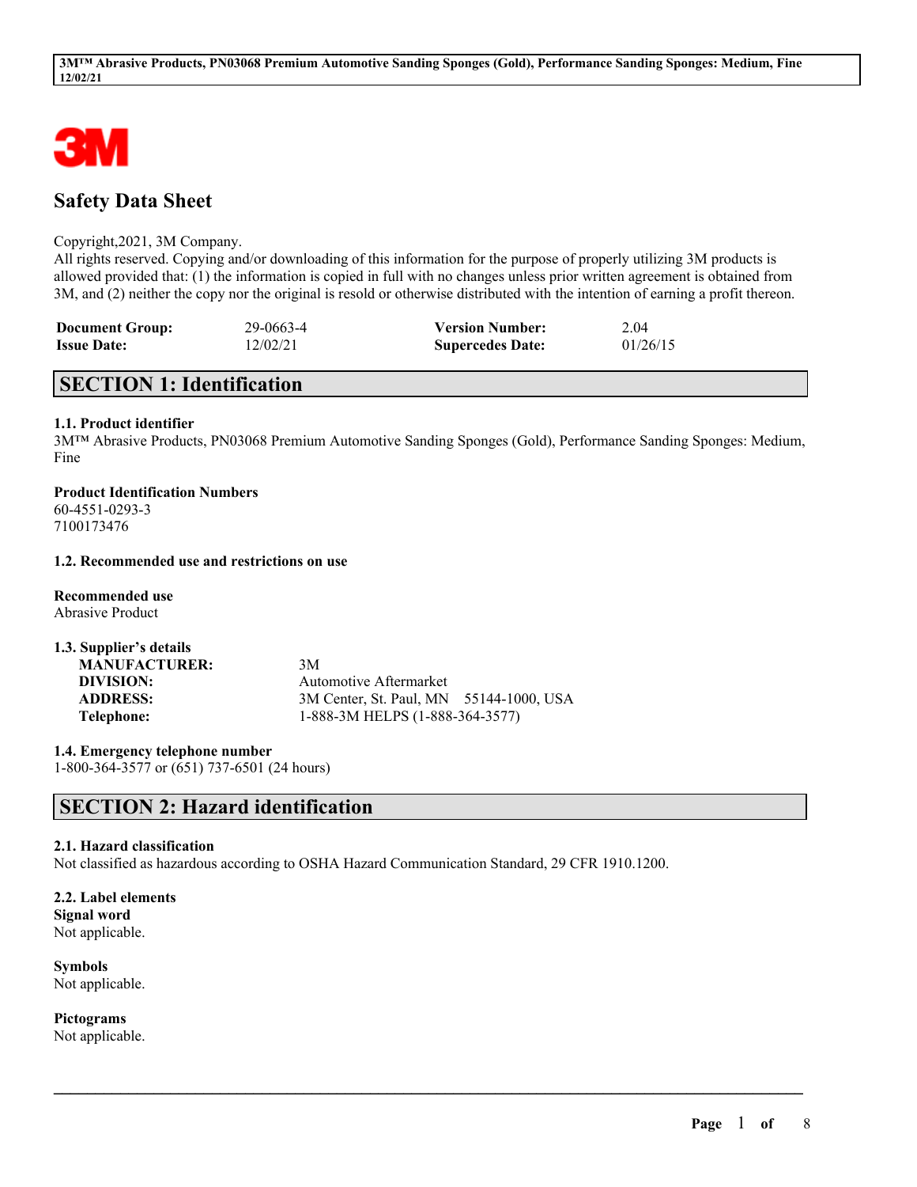# Safety Data Sheet

Copyright,2021, 3M Company.
All rights reserved. Copying and/or downloading of this information for the purpose of properly utilizing 3M products is allowed provided that: (1) the information is copied in full with no changes unless prior written agreement is obtained from 3M, and (2) neither the copy nor the original is resold or otherwise distributed with the intention of earning a profit thereon.

| | | | |
|---|---|---|---|
| **Document Group:** | 29-0663-4 | **Version Number:** | 2.04 |
| **Issue Date:** | 12/02/21 | **Supercedes Date:** | 01/26/15 |

## SECTION 1: Identification

### 1.1. Product identifier

3M™ Abrasive Products, PN03068 Premium Automotive Sanding Sponges (Gold), Performance Sanding Sponges: Medium, Fine

**Product Identification Numbers**
60-4551-0293-3
7100173476

### 1.2. Recommended use and restrictions on use

**Recommended use**
Abrasive Product

### 1.3. Supplier's details

| | |
|---|---|
| **MANUFACTURER:** | 3M |
| **DIVISION:** | Automotive Aftermarket |
| **ADDRESS:** | 3M Center, St. Paul, MN 55144-1000, USA |
| **Telephone:** | 1-888-3M HELPS (1-888-364-3577) |

### 1.4. Emergency telephone number

1-800-364-3577 or (651) 737-6501 (24 hours)

## SECTION 2: Hazard identification

### 2.1. Hazard classification

Not classified as hazardous according to OSHA Hazard Communication Standard, 29 CFR 1910.1200.

### 2.2. Label elements

**Signal word**
Not applicable.

**Symbols**
Not applicable.

**Pictograms**
Not applicable.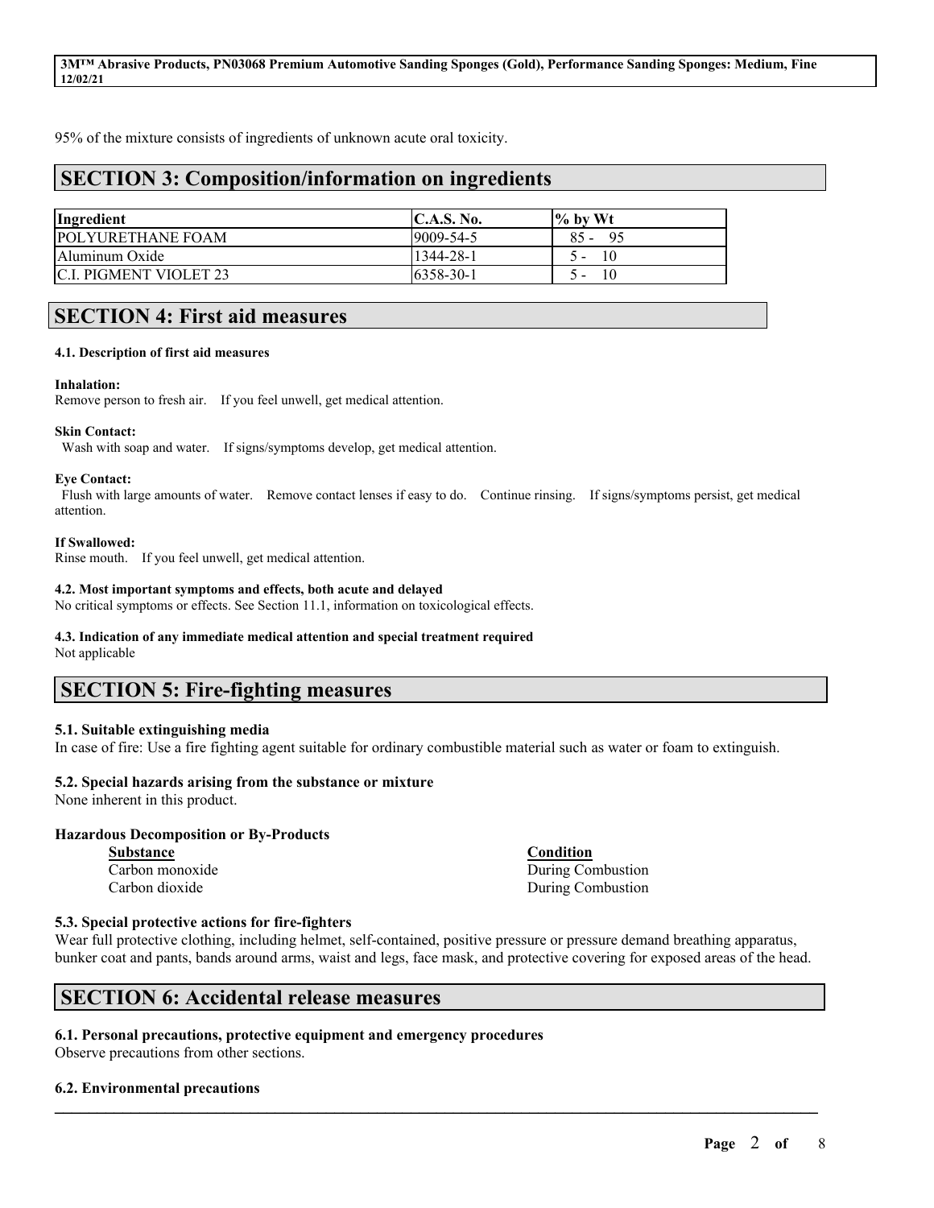95% of the mixture consists of ingredients of unknown acute oral toxicity.

## SECTION 3: Composition/information on ingredients

| Ingredient | C.A.S. No. | % by Wt |
|---|---|---|
| POLYURETHANE FOAM | 9009-54-5 | 85 - 95 |
| Aluminum Oxide | 1344-28-1 | 5 - 10 |
| C.I. PIGMENT VIOLET 23 | 6358-30-1 | 5 - 10 |

## SECTION 4: First aid measures

**4.1. Description of first aid measures**

**Inhalation:**
Remove person to fresh air. If you feel unwell, get medical attention.

**Skin Contact:**
Wash with soap and water. If signs/symptoms develop, get medical attention.

**Eye Contact:**
Flush with large amounts of water. Remove contact lenses if easy to do. Continue rinsing. If signs/symptoms persist, get medical attention.

**If Swallowed:**
Rinse mouth. If you feel unwell, get medical attention.

**4.2. Most important symptoms and effects, both acute and delayed**
No critical symptoms or effects. See Section 11.1, information on toxicological effects.

**4.3. Indication of any immediate medical attention and special treatment required**
Not applicable

## SECTION 5: Fire-fighting measures

**5.1. Suitable extinguishing media**
In case of fire: Use a fire fighting agent suitable for ordinary combustible material such as water or foam to extinguish.

**5.2. Special hazards arising from the substance or mixture**
None inherent in this product.

**Hazardous Decomposition or By-Products**

| Substance | Condition |
|---|---|
| Carbon monoxide | During Combustion |
| Carbon dioxide | During Combustion |

**5.3. Special protective actions for fire-fighters**
Wear full protective clothing, including helmet, self-contained, positive pressure or pressure demand breathing apparatus, bunker coat and pants, bands around arms, waist and legs, face mask, and protective covering for exposed areas of the head.

## SECTION 6: Accidental release measures

**6.1. Personal precautions, protective equipment and emergency procedures**
Observe precautions from other sections.

**6.2. Environmental precautions**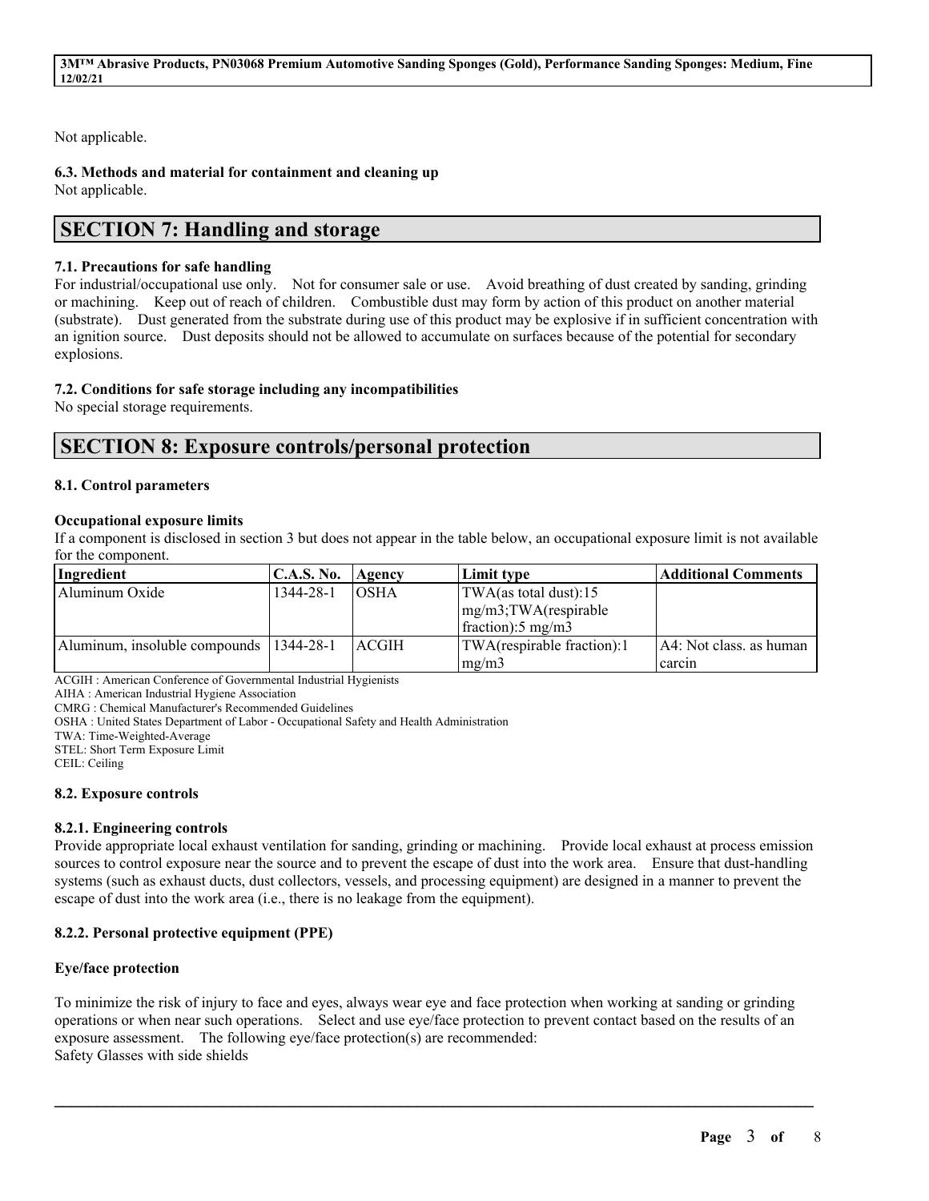Not applicable.

### 6.3. Methods and material for containment and cleaning up

Not applicable.

## SECTION 7: Handling and storage

### 7.1. Precautions for safe handling

For industrial/occupational use only. Not for consumer sale or use. Avoid breathing of dust created by sanding, grinding or machining. Keep out of reach of children. Combustible dust may form by action of this product on another material (substrate). Dust generated from the substrate during use of this product may be explosive if in sufficient concentration with an ignition source. Dust deposits should not be allowed to accumulate on surfaces because of the potential for secondary explosions.

### 7.2. Conditions for safe storage including any incompatibilities

No special storage requirements.

## SECTION 8: Exposure controls/personal protection

### 8.1. Control parameters

**Occupational exposure limits**

If a component is disclosed in section 3 but does not appear in the table below, an occupational exposure limit is not available for the component.

| Ingredient | C.A.S. No. | Agency | Limit type | Additional Comments |
|---|---|---|---|---|
| Aluminum Oxide | 1344-28-1 | OSHA | TWA(as total dust):15 mg/m3;TWA(respirable fraction):5 mg/m3 | |
| Aluminum, insoluble compounds | 1344-28-1 | ACGIH | TWA(respirable fraction):1 mg/m3 | A4: Not class. as human carcin |

ACGIH : American Conference of Governmental Industrial Hygienists
AIHA : American Industrial Hygiene Association
CMRG : Chemical Manufacturer's Recommended Guidelines
OSHA : United States Department of Labor - Occupational Safety and Health Administration
TWA: Time-Weighted-Average
STEL: Short Term Exposure Limit
CEIL: Ceiling

### 8.2. Exposure controls

#### 8.2.1. Engineering controls

Provide appropriate local exhaust ventilation for sanding, grinding or machining. Provide local exhaust at process emission sources to control exposure near the source and to prevent the escape of dust into the work area. Ensure that dust-handling systems (such as exhaust ducts, dust collectors, vessels, and processing equipment) are designed in a manner to prevent the escape of dust into the work area (i.e., there is no leakage from the equipment).

#### 8.2.2. Personal protective equipment (PPE)

**Eye/face protection**

To minimize the risk of injury to face and eyes, always wear eye and face protection when working at sanding or grinding operations or when near such operations. Select and use eye/face protection to prevent contact based on the results of an exposure assessment. The following eye/face protection(s) are recommended:
Safety Glasses with side shields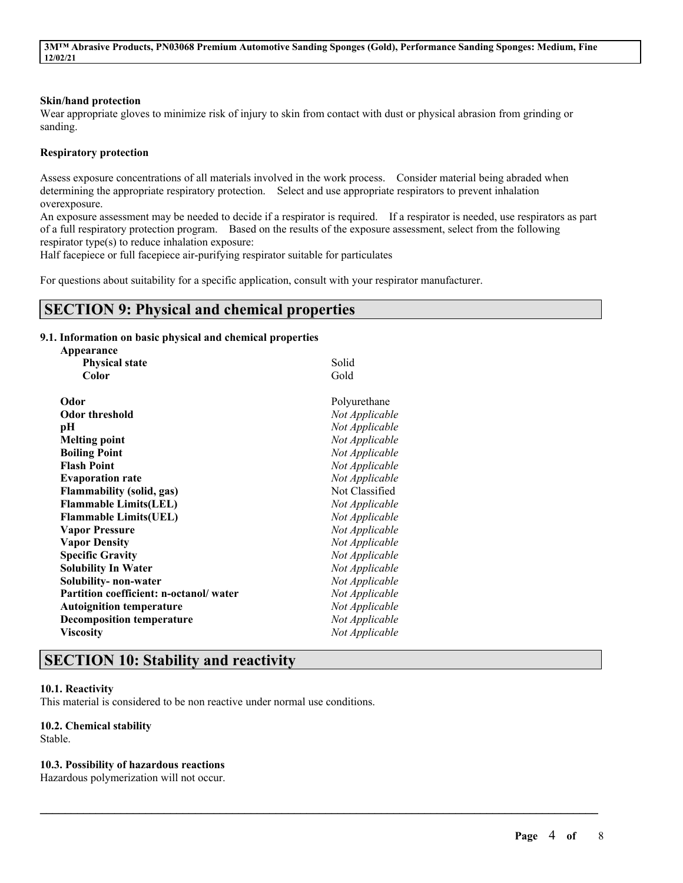**Skin/hand protection**

Wear appropriate gloves to minimize risk of injury to skin from contact with dust or physical abrasion from grinding or sanding.

**Respiratory protection**

Assess exposure concentrations of all materials involved in the work process. Consider material being abraded when determining the appropriate respiratory protection. Select and use appropriate respirators to prevent inhalation overexposure.

An exposure assessment may be needed to decide if a respirator is required. If a respirator is needed, use respirators as part of a full respiratory protection program. Based on the results of the exposure assessment, select from the following respirator type(s) to reduce inhalation exposure:

Half facepiece or full facepiece air-purifying respirator suitable for particulates

For questions about suitability for a specific application, consult with your respirator manufacturer.

## SECTION 9: Physical and chemical properties

### 9.1. Information on basic physical and chemical properties

| **Appearance** | |
|---|---|
| **Physical state** | Solid |
| **Color** | Gold |
| **Odor** | Polyurethane |
| **Odor threshold** | *Not Applicable* |
| **pH** | *Not Applicable* |
| **Melting point** | *Not Applicable* |
| **Boiling Point** | *Not Applicable* |
| **Flash Point** | *Not Applicable* |
| **Evaporation rate** | *Not Applicable* |
| **Flammability (solid, gas)** | Not Classified |
| **Flammable Limits(LEL)** | *Not Applicable* |
| **Flammable Limits(UEL)** | *Not Applicable* |
| **Vapor Pressure** | *Not Applicable* |
| **Vapor Density** | *Not Applicable* |
| **Specific Gravity** | *Not Applicable* |
| **Solubility In Water** | *Not Applicable* |
| **Solubility- non-water** | *Not Applicable* |
| **Partition coefficient: n-octanol/ water** | *Not Applicable* |
| **Autoignition temperature** | *Not Applicable* |
| **Decomposition temperature** | *Not Applicable* |
| **Viscosity** | *Not Applicable* |

## SECTION 10: Stability and reactivity

### 10.1. Reactivity

This material is considered to be non reactive under normal use conditions.

### 10.2. Chemical stability

Stable.

### 10.3. Possibility of hazardous reactions

Hazardous polymerization will not occur.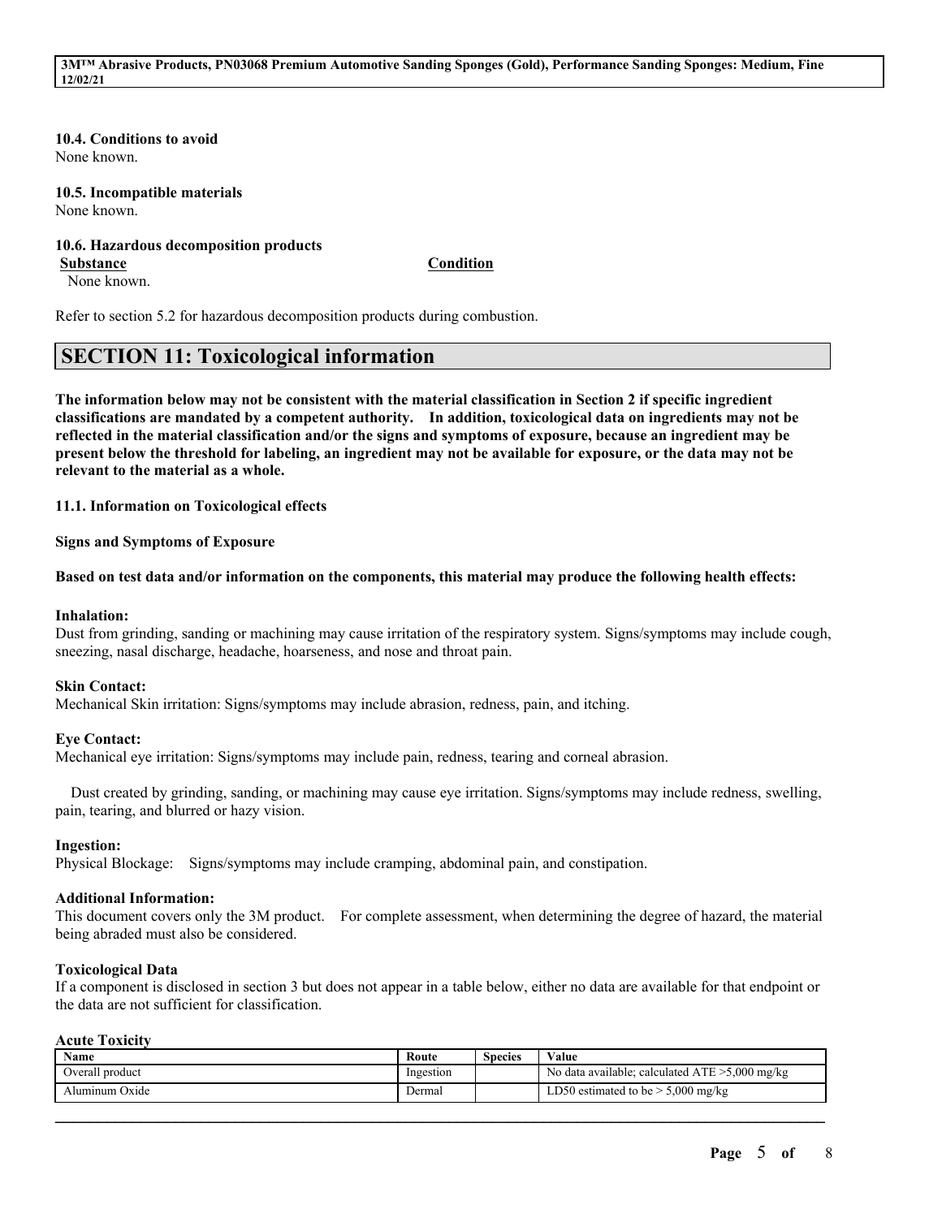### 10.4. Conditions to avoid

None known.

### 10.5. Incompatible materials

None known.

### 10.6. Hazardous decomposition products

| Substance | Condition |
|---|---|
| None known. | |

Refer to section 5.2 for hazardous decomposition products during combustion.

## SECTION 11: Toxicological information

**The information below may not be consistent with the material classification in Section 2 if specific ingredient classifications are mandated by a competent authority. In addition, toxicological data on ingredients may not be reflected in the material classification and/or the signs and symptoms of exposure, because an ingredient may be present below the threshold for labeling, an ingredient may not be available for exposure, or the data may not be relevant to the material as a whole.**

### 11.1. Information on Toxicological effects

**Signs and Symptoms of Exposure**

**Based on test data and/or information on the components, this material may produce the following health effects:**

**Inhalation:**

Dust from grinding, sanding or machining may cause irritation of the respiratory system. Signs/symptoms may include cough, sneezing, nasal discharge, headache, hoarseness, and nose and throat pain.

**Skin Contact:**

Mechanical Skin irritation: Signs/symptoms may include abrasion, redness, pain, and itching.

**Eye Contact:**

Mechanical eye irritation: Signs/symptoms may include pain, redness, tearing and corneal abrasion.

Dust created by grinding, sanding, or machining may cause eye irritation. Signs/symptoms may include redness, swelling, pain, tearing, and blurred or hazy vision.

**Ingestion:**

Physical Blockage: Signs/symptoms may include cramping, abdominal pain, and constipation.

**Additional Information:**

This document covers only the 3M product. For complete assessment, when determining the degree of hazard, the material being abraded must also be considered.

**Toxicological Data**

If a component is disclosed in section 3 but does not appear in a table below, either no data are available for that endpoint or the data are not sufficient for classification.

**Acute Toxicity**

| Name | Route | Species | Value |
|---|---|---|---|
| Overall product | Ingestion | | No data available; calculated ATE >5,000 mg/kg |
| Aluminum Oxide | Dermal | | LD50 estimated to be > 5,000 mg/kg |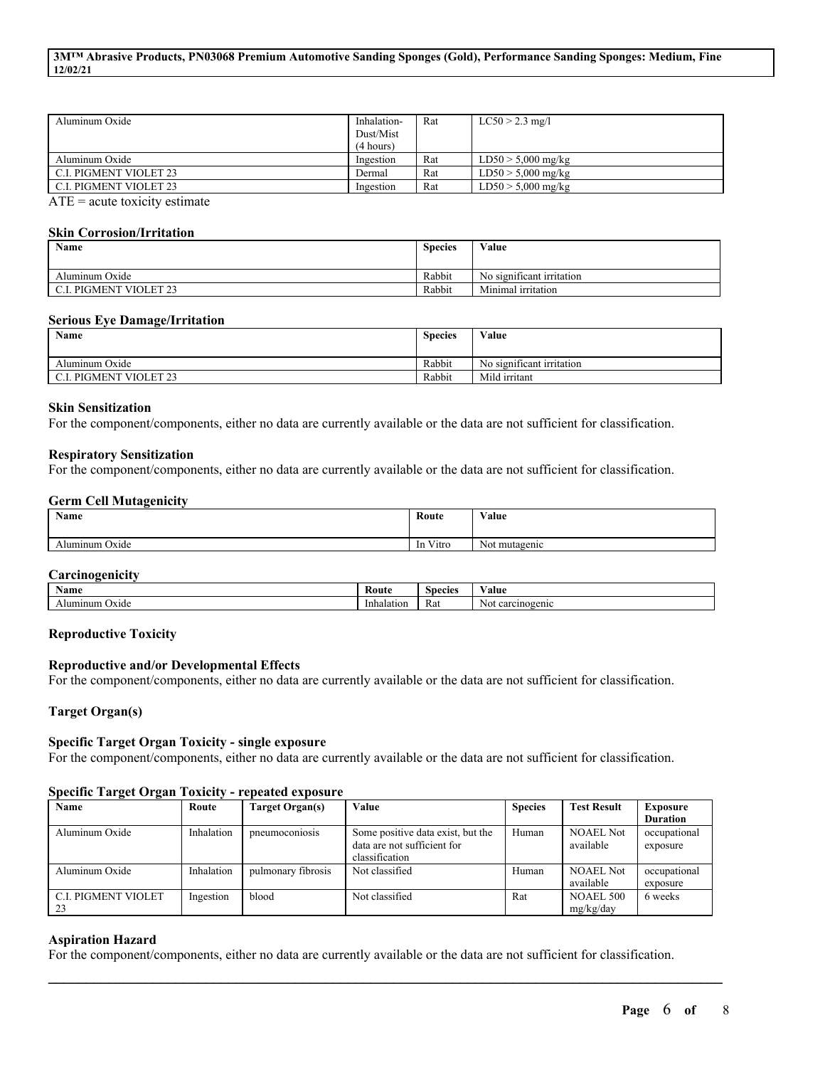| | | | |
|---|---|---|---|
| Aluminum Oxide | Inhalation-Dust/Mist (4 hours) | Rat | LC50 > 2.3 mg/l |
| Aluminum Oxide | Ingestion | Rat | LD50 > 5,000 mg/kg |
| C.I. PIGMENT VIOLET 23 | Dermal | Rat | LD50 > 5,000 mg/kg |
| C.I. PIGMENT VIOLET 23 | Ingestion | Rat | LD50 > 5,000 mg/kg |

ATE = acute toxicity estimate

**Skin Corrosion/Irritation**

| Name | Species | Value |
|---|---|---|
| Aluminum Oxide | Rabbit | No significant irritation |
| C.I. PIGMENT VIOLET 23 | Rabbit | Minimal irritation |

**Serious Eye Damage/Irritation**

| Name | Species | Value |
|---|---|---|
| Aluminum Oxide | Rabbit | No significant irritation |
| C.I. PIGMENT VIOLET 23 | Rabbit | Mild irritant |

**Skin Sensitization**

For the component/components, either no data are currently available or the data are not sufficient for classification.

**Respiratory Sensitization**

For the component/components, either no data are currently available or the data are not sufficient for classification.

**Germ Cell Mutagenicity**

| Name | Route | Value |
|---|---|---|
| Aluminum Oxide | In Vitro | Not mutagenic |

**Carcinogenicity**

| Name | Route | Species | Value |
|---|---|---|---|
| Aluminum Oxide | Inhalation | Rat | Not carcinogenic |

**Reproductive Toxicity**

**Reproductive and/or Developmental Effects**

For the component/components, either no data are currently available or the data are not sufficient for classification.

**Target Organ(s)**

**Specific Target Organ Toxicity - single exposure**

For the component/components, either no data are currently available or the data are not sufficient for classification.

**Specific Target Organ Toxicity - repeated exposure**

| Name | Route | Target Organ(s) | Value | Species | Test Result | Exposure Duration |
|---|---|---|---|---|---|---|
| Aluminum Oxide | Inhalation | pneumoconiosis | Some positive data exist, but the data are not sufficient for classification | Human | NOAEL Not available | occupational exposure |
| Aluminum Oxide | Inhalation | pulmonary fibrosis | Not classified | Human | NOAEL Not available | occupational exposure |
| C.I. PIGMENT VIOLET 23 | Ingestion | blood | Not classified | Rat | NOAEL 500 mg/kg/day | 6 weeks |

**Aspiration Hazard**

For the component/components, either no data are currently available or the data are not sufficient for classification.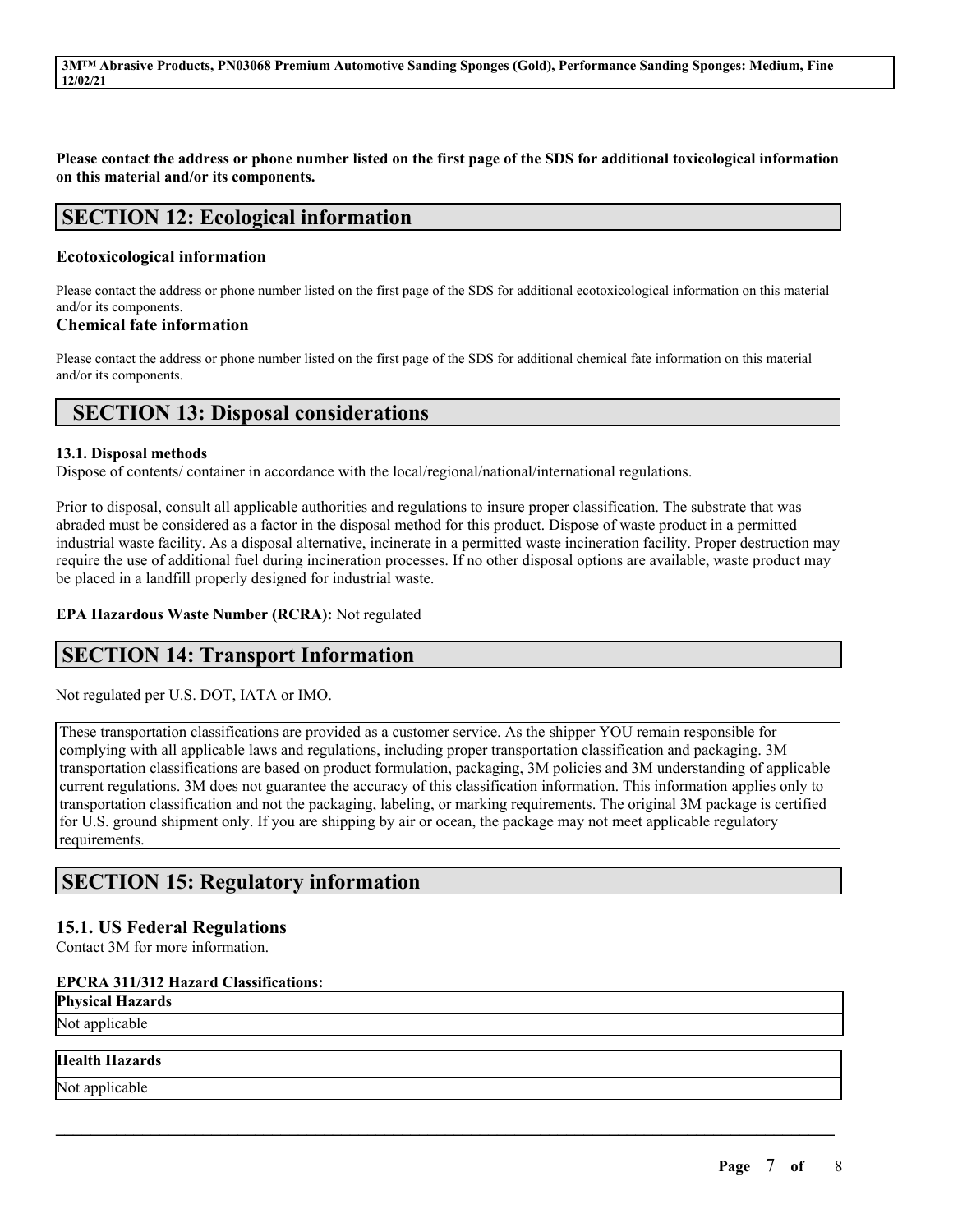**Please contact the address or phone number listed on the first page of the SDS for additional toxicological information on this material and/or its components.**

## SECTION 12: Ecological information

### Ecotoxicological information

Please contact the address or phone number listed on the first page of the SDS for additional ecotoxicological information on this material and/or its components.

### Chemical fate information

Please contact the address or phone number listed on the first page of the SDS for additional chemical fate information on this material and/or its components.

## SECTION 13: Disposal considerations

**13.1. Disposal methods**

Dispose of contents/ container in accordance with the local/regional/national/international regulations.

Prior to disposal, consult all applicable authorities and regulations to insure proper classification. The substrate that was abraded must be considered as a factor in the disposal method for this product. Dispose of waste product in a permitted industrial waste facility. As a disposal alternative, incinerate in a permitted waste incineration facility. Proper destruction may require the use of additional fuel during incineration processes. If no other disposal options are available, waste product may be placed in a landfill properly designed for industrial waste.

**EPA Hazardous Waste Number (RCRA):** Not regulated

## SECTION 14: Transport Information

Not regulated per U.S. DOT, IATA or IMO.

These transportation classifications are provided as a customer service. As the shipper YOU remain responsible for complying with all applicable laws and regulations, including proper transportation classification and packaging. 3M transportation classifications are based on product formulation, packaging, 3M policies and 3M understanding of applicable current regulations. 3M does not guarantee the accuracy of this classification information. This information applies only to transportation classification and not the packaging, labeling, or marking requirements. The original 3M package is certified for U.S. ground shipment only. If you are shipping by air or ocean, the package may not meet applicable regulatory requirements.

## SECTION 15: Regulatory information

### 15.1. US Federal Regulations

Contact 3M for more information.

**EPCRA 311/312 Hazard Classifications:**

| Physical Hazards |
| --- |
| Not applicable |

| Health Hazards |
| --- |
| Not applicable |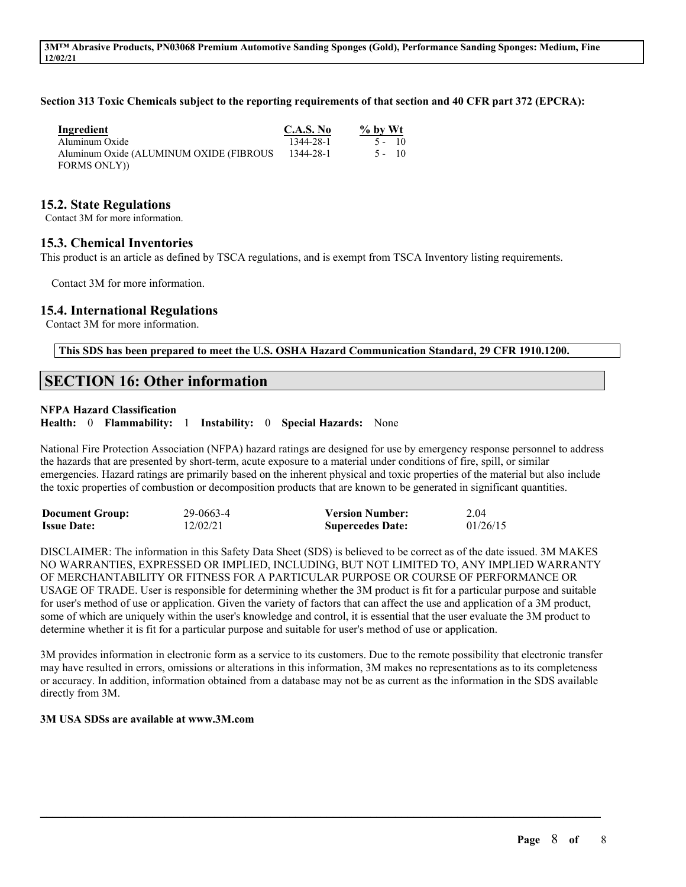**Section 313 Toxic Chemicals subject to the reporting requirements of that section and 40 CFR part 372 (EPCRA):**

| Ingredient | C.A.S. No | % by Wt |
|---|---|---|
| Aluminum Oxide | 1344-28-1 | 5 - 10 |
| Aluminum Oxide (ALUMINUM OXIDE (FIBROUS FORMS ONLY)) | 1344-28-1 | 5 - 10 |

## 15.2. State Regulations

Contact 3M for more information.

## 15.3. Chemical Inventories

This product is an article as defined by TSCA regulations, and is exempt from TSCA Inventory listing requirements.

Contact 3M for more information.

## 15.4. International Regulations

Contact 3M for more information.

**This SDS has been prepared to meet the U.S. OSHA Hazard Communication Standard, 29 CFR 1910.1200.**

# SECTION 16: Other information

**NFPA Hazard Classification**

**Health:** 0 **Flammability:** 1 **Instability:** 0 **Special Hazards:** None

National Fire Protection Association (NFPA) hazard ratings are designed for use by emergency response personnel to address the hazards that are presented by short-term, acute exposure to a material under conditions of fire, spill, or similar emergencies. Hazard ratings are primarily based on the inherent physical and toxic properties of the material but also include the toxic properties of combustion or decomposition products that are known to be generated in significant quantities.

| | | | |
|---|---|---|---|
| **Document Group:** | 29-0663-4 | **Version Number:** | 2.04 |
| **Issue Date:** | 12/02/21 | **Supercedes Date:** | 01/26/15 |

DISCLAIMER: The information in this Safety Data Sheet (SDS) is believed to be correct as of the date issued. 3M MAKES NO WARRANTIES, EXPRESSED OR IMPLIED, INCLUDING, BUT NOT LIMITED TO, ANY IMPLIED WARRANTY OF MERCHANTABILITY OR FITNESS FOR A PARTICULAR PURPOSE OR COURSE OF PERFORMANCE OR USAGE OF TRADE. User is responsible for determining whether the 3M product is fit for a particular purpose and suitable for user's method of use or application. Given the variety of factors that can affect the use and application of a 3M product, some of which are uniquely within the user's knowledge and control, it is essential that the user evaluate the 3M product to determine whether it is fit for a particular purpose and suitable for user's method of use or application.

3M provides information in electronic form as a service to its customers. Due to the remote possibility that electronic transfer may have resulted in errors, omissions or alterations in this information, 3M makes no representations as to its completeness or accuracy. In addition, information obtained from a database may not be as current as the information in the SDS available directly from 3M.

**3M USA SDSs are available at www.3M.com**